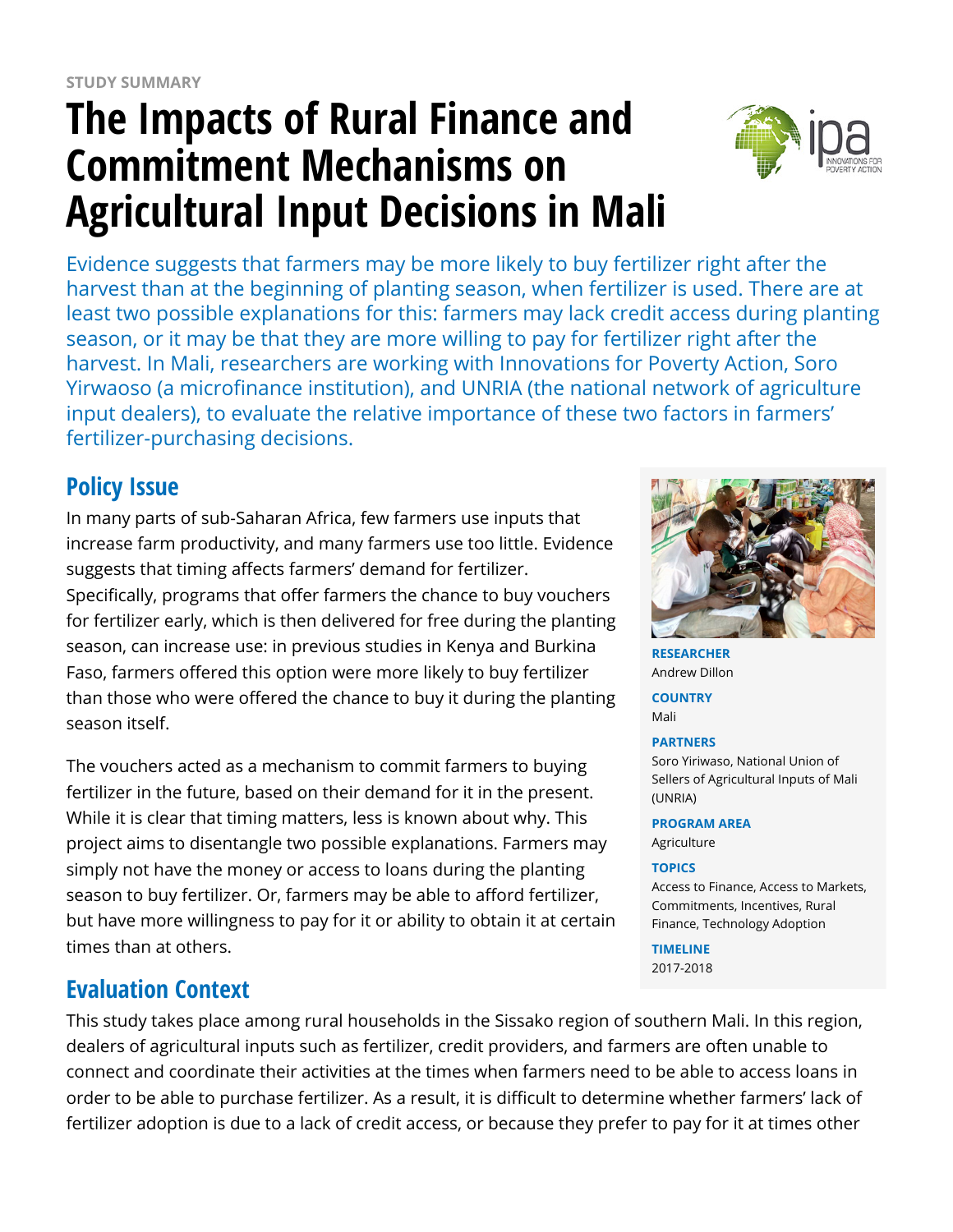STUDY SUMMARY

# The Impacts of Rural Finance and Commitment Mechanisms on Agricultural Input Decisions in Mali

Evidence suggests that farmers may be more likely to buy fertilizer right after the harvest than at the beginning of planting season, when fertilizer is used. There are at least two possible explanations for this: farmers may lack credit access during planting season, or it may be that they are more willing to pay for fertilizer right after the harvest. In Mali, researchers are working with Innovations for Poverty Action, Soro Yirwaoso (a microfinance institution), and UNRIA (the national network of agriculture input dealers), to evaluate the relative importance of these two factors in farmers' fertilizer-purchasing decisions.

**RESEARCHER**
Andrew Dillon

**COUNTRY**
Mali

**PARTNERS**
Soro Yiriwaso, National Union of Sellers of Agricultural Inputs of Mali (UNRIA)

**PROGRAM AREA**
Agriculture

**TOPICS**
Access to Finance, Access to Markets, Commitments, Incentives, Rural Finance, Technology Adoption

**TIMELINE**
2017-2018

## Policy Issue

In many parts of sub-Saharan Africa, few farmers use inputs that increase farm productivity, and many farmers use too little. Evidence suggests that timing affects farmers' demand for fertilizer. Specifically, programs that offer farmers the chance to buy vouchers for fertilizer early, which is then delivered for free during the planting season, can increase use: in previous studies in Kenya and Burkina Faso, farmers offered this option were more likely to buy fertilizer than those who were offered the chance to buy it during the planting season itself.

The vouchers acted as a mechanism to commit farmers to buying fertilizer in the future, based on their demand for it in the present. While it is clear that timing matters, less is known about why. This project aims to disentangle two possible explanations. Farmers may simply not have the money or access to loans during the planting season to buy fertilizer. Or, farmers may be able to afford fertilizer, but have more willingness to pay for it or ability to obtain it at certain times than at others.

## Evaluation Context

This study takes place among rural households in the Sissako region of southern Mali. In this region, dealers of agricultural inputs such as fertilizer, credit providers, and farmers are often unable to connect and coordinate their activities at the times when farmers need to be able to access loans in order to be able to purchase fertilizer. As a result, it is difficult to determine whether farmers' lack of fertilizer adoption is due to a lack of credit access, or because they prefer to pay for it at times other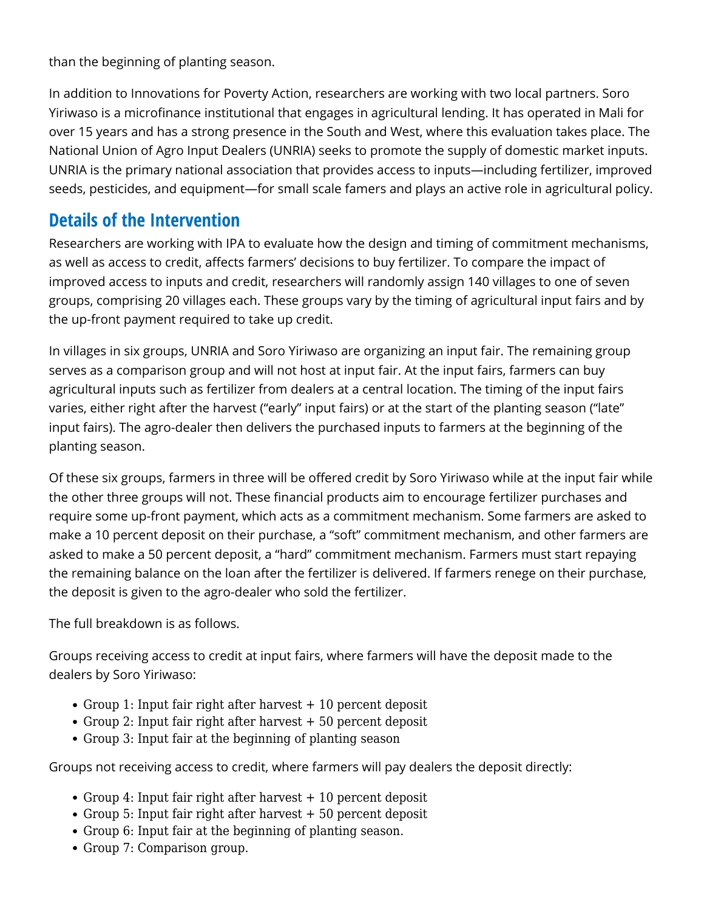than the beginning of planting season.

In addition to Innovations for Poverty Action, researchers are working with two local partners. Soro Yiriwaso is a microfinance institutional that engages in agricultural lending. It has operated in Mali for over 15 years and has a strong presence in the South and West, where this evaluation takes place. The National Union of Agro Input Dealers (UNRIA) seeks to promote the supply of domestic market inputs. UNRIA is the primary national association that provides access to inputs—including fertilizer, improved seeds, pesticides, and equipment—for small scale famers and plays an active role in agricultural policy.

## Details of the Intervention

Researchers are working with IPA to evaluate how the design and timing of commitment mechanisms, as well as access to credit, affects farmers' decisions to buy fertilizer. To compare the impact of improved access to inputs and credit, researchers will randomly assign 140 villages to one of seven groups, comprising 20 villages each. These groups vary by the timing of agricultural input fairs and by the up-front payment required to take up credit.

In villages in six groups, UNRIA and Soro Yiriwaso are organizing an input fair. The remaining group serves as a comparison group and will not host at input fair. At the input fairs, farmers can buy agricultural inputs such as fertilizer from dealers at a central location. The timing of the input fairs varies, either right after the harvest ("early" input fairs) or at the start of the planting season ("late" input fairs). The agro-dealer then delivers the purchased inputs to farmers at the beginning of the planting season.

Of these six groups, farmers in three will be offered credit by Soro Yiriwaso while at the input fair while the other three groups will not. These financial products aim to encourage fertilizer purchases and require some up-front payment, which acts as a commitment mechanism. Some farmers are asked to make a 10 percent deposit on their purchase, a "soft" commitment mechanism, and other farmers are asked to make a 50 percent deposit, a "hard" commitment mechanism. Farmers must start repaying the remaining balance on the loan after the fertilizer is delivered. If farmers renege on their purchase, the deposit is given to the agro-dealer who sold the fertilizer.

The full breakdown is as follows.

Groups receiving access to credit at input fairs, where farmers will have the deposit made to the dealers by Soro Yiriwaso:

- Group 1: Input fair right after harvest + 10 percent deposit
- Group 2: Input fair right after harvest + 50 percent deposit
- Group 3: Input fair at the beginning of planting season

Groups not receiving access to credit, where farmers will pay dealers the deposit directly:

- Group 4: Input fair right after harvest + 10 percent deposit
- Group 5: Input fair right after harvest + 50 percent deposit
- Group 6: Input fair at the beginning of planting season.
- Group 7: Comparison group.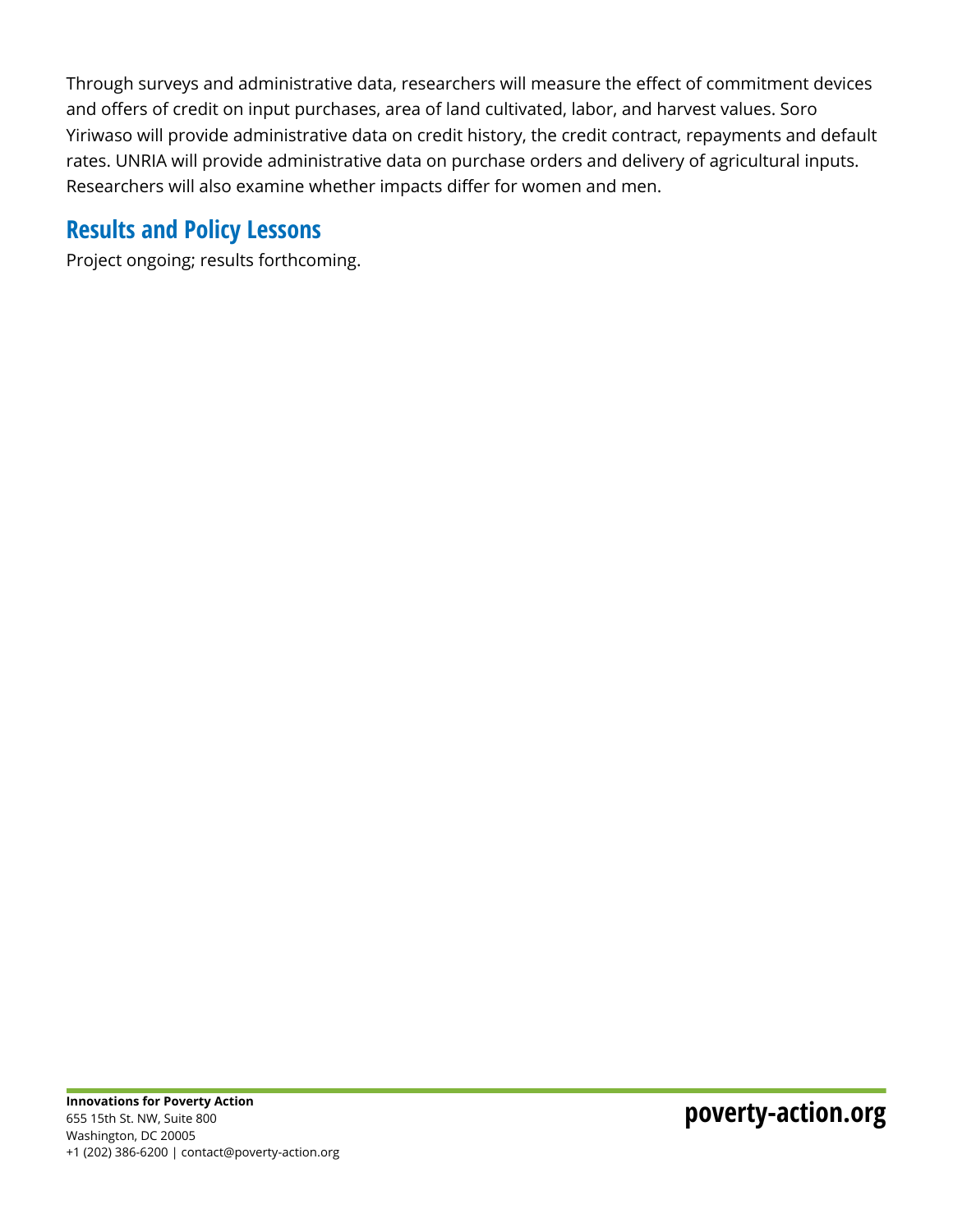Through surveys and administrative data, researchers will measure the effect of commitment devices and offers of credit on input purchases, area of land cultivated, labor, and harvest values. Soro Yiriwaso will provide administrative data on credit history, the credit contract, repayments and default rates. UNRIA will provide administrative data on purchase orders and delivery of agricultural inputs. Researchers will also examine whether impacts differ for women and men.

## Results and Policy Lessons

Project ongoing; results forthcoming.